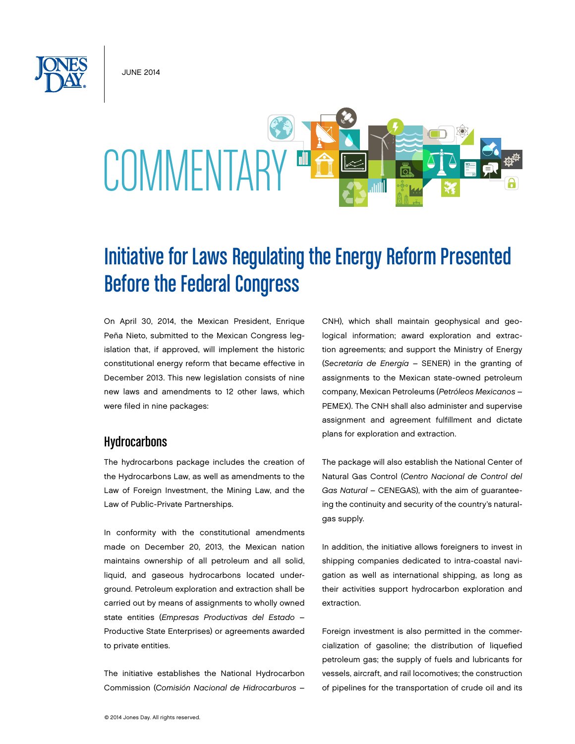JUNE 2014

# COMMENTARY

# Initiative for Laws Regulating the Energy Reform Presented Before the Federal Congress

On April 30, 2014, the Mexican President, Enrique Peña Nieto, submitted to the Mexican Congress legislation that, if approved, will implement the historic constitutional energy reform that became effective in December 2013. This new legislation consists of nine new laws and amendments to 12 other laws, which were filed in nine packages:

## Hydrocarbons

The hydrocarbons package includes the creation of the Hydrocarbons Law, as well as amendments to the Law of Foreign Investment, the Mining Law, and the Law of Public-Private Partnerships.

In conformity with the constitutional amendments made on December 20, 2013, the Mexican nation maintains ownership of all petroleum and all solid, liquid, and gaseous hydrocarbons located underground. Petroleum exploration and extraction shall be carried out by means of assignments to wholly owned state entities (*Empresas Productivas del Estado* – Productive State Enterprises) or agreements awarded to private entities.

The initiative establishes the National Hydrocarbon Commission (*Comisión Nacional de Hidrocarburos* – CNH), which shall maintain geophysical and geological information; award exploration and extraction agreements; and support the Ministry of Energy (*Secretaría de Energía* – SENER) in the granting of assignments to the Mexican state-owned petroleum company, Mexican Petroleums (*Petróleos Mexicanos* – PEMEX). The CNH shall also administer and supervise assignment and agreement fulfillment and dictate plans for exploration and extraction.

The package will also establish the National Center of Natural Gas Control (*Centro Nacional de Control del Gas Natural* – CENEGAS), with the aim of guaranteeing the continuity and security of the country's natural-gas supply.

In addition, the initiative allows foreigners to invest in shipping companies dedicated to intra-coastal navigation as well as international shipping, as long as their activities support hydrocarbon exploration and extraction.

Foreign investment is also permitted in the commercialization of gasoline; the distribution of liquefied petroleum gas; the supply of fuels and lubricants for vessels, aircraft, and rail locomotives; the construction of pipelines for the transportation of crude oil and its

© 2014 Jones Day. All rights reserved.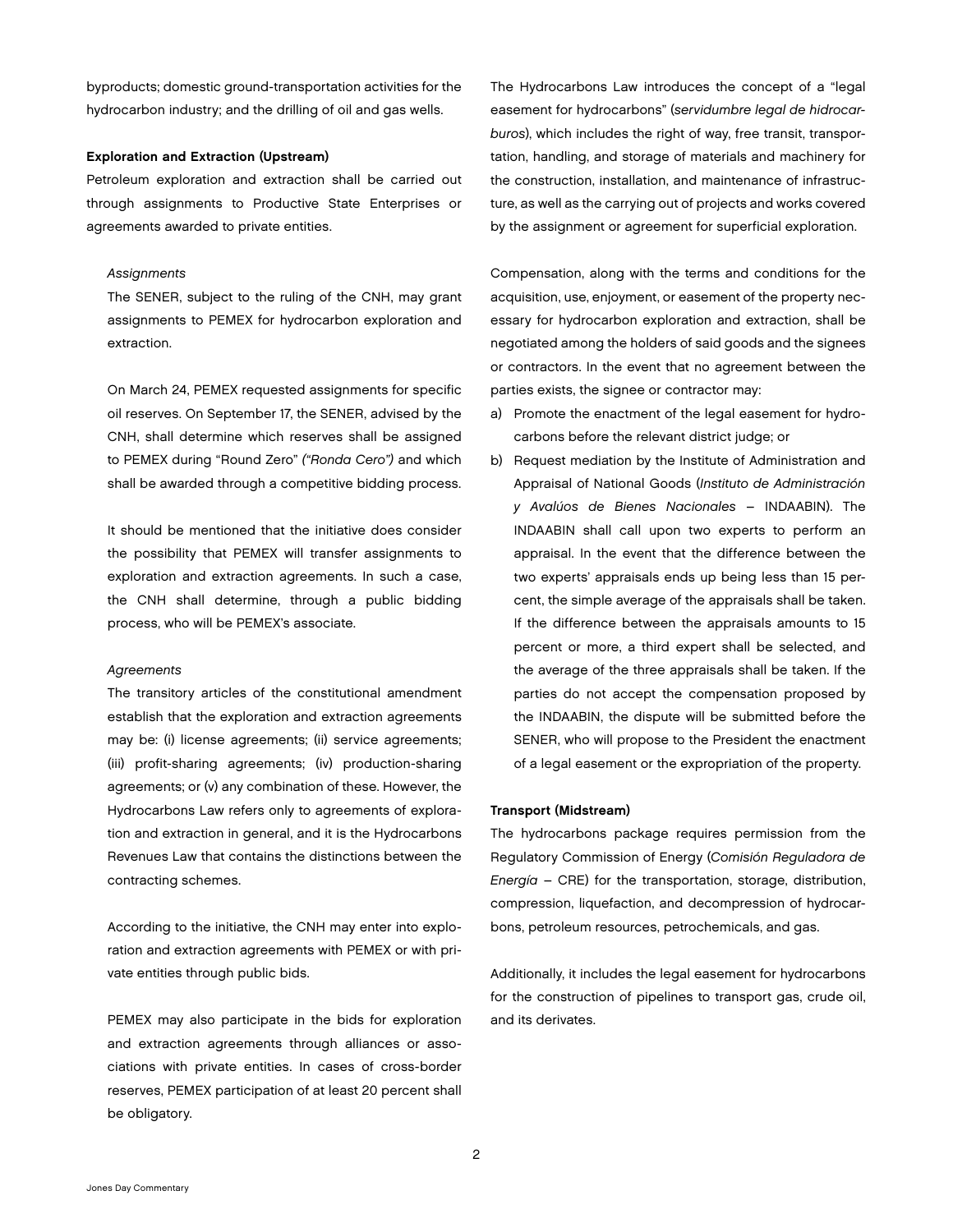byproducts; domestic ground-transportation activities for the hydrocarbon industry; and the drilling of oil and gas wells.

### Exploration and Extraction (Upstream)

Petroleum exploration and extraction shall be carried out through assignments to Productive State Enterprises or agreements awarded to private entities.

*Assignments*

The SENER, subject to the ruling of the CNH, may grant assignments to PEMEX for hydrocarbon exploration and extraction.

On March 24, PEMEX requested assignments for specific oil reserves. On September 17, the SENER, advised by the CNH, shall determine which reserves shall be assigned to PEMEX during "Round Zero" *("Ronda Cero")* and which shall be awarded through a competitive bidding process.

It should be mentioned that the initiative does consider the possibility that PEMEX will transfer assignments to exploration and extraction agreements. In such a case, the CNH shall determine, through a public bidding process, who will be PEMEX's associate.

*Agreements*

The transitory articles of the constitutional amendment establish that the exploration and extraction agreements may be: (i) license agreements; (ii) service agreements; (iii) profit-sharing agreements; (iv) production-sharing agreements; or (v) any combination of these. However, the Hydrocarbons Law refers only to agreements of exploration and extraction in general, and it is the Hydrocarbons Revenues Law that contains the distinctions between the contracting schemes.

According to the initiative, the CNH may enter into exploration and extraction agreements with PEMEX or with private entities through public bids.

PEMEX may also participate in the bids for exploration and extraction agreements through alliances or associations with private entities. In cases of cross-border reserves, PEMEX participation of at least 20 percent shall be obligatory.

The Hydrocarbons Law introduces the concept of a "legal easement for hydrocarbons" (*servidumbre legal de hidrocarburos*), which includes the right of way, free transit, transportation, handling, and storage of materials and machinery for the construction, installation, and maintenance of infrastructure, as well as the carrying out of projects and works covered by the assignment or agreement for superficial exploration.

Compensation, along with the terms and conditions for the acquisition, use, enjoyment, or easement of the property necessary for hydrocarbon exploration and extraction, shall be negotiated among the holders of said goods and the signees or contractors. In the event that no agreement between the parties exists, the signee or contractor may:

a) Promote the enactment of the legal easement for hydrocarbons before the relevant district judge; or
b) Request mediation by the Institute of Administration and Appraisal of National Goods (*Instituto de Administración y Avalúos de Bienes Nacionales* – INDAABIN). The INDAABIN shall call upon two experts to perform an appraisal. In the event that the difference between the two experts' appraisals ends up being less than 15 percent, the simple average of the appraisals shall be taken. If the difference between the appraisals amounts to 15 percent or more, a third expert shall be selected, and the average of the three appraisals shall be taken. If the parties do not accept the compensation proposed by the INDAABIN, the dispute will be submitted before the SENER, who will propose to the President the enactment of a legal easement or the expropriation of the property.

### Transport (Midstream)

The hydrocarbons package requires permission from the Regulatory Commission of Energy (*Comisión Reguladora de Energía* – CRE) for the transportation, storage, distribution, compression, liquefaction, and decompression of hydrocarbons, petroleum resources, petrochemicals, and gas.

Additionally, it includes the legal easement for hydrocarbons for the construction of pipelines to transport gas, crude oil, and its derivates.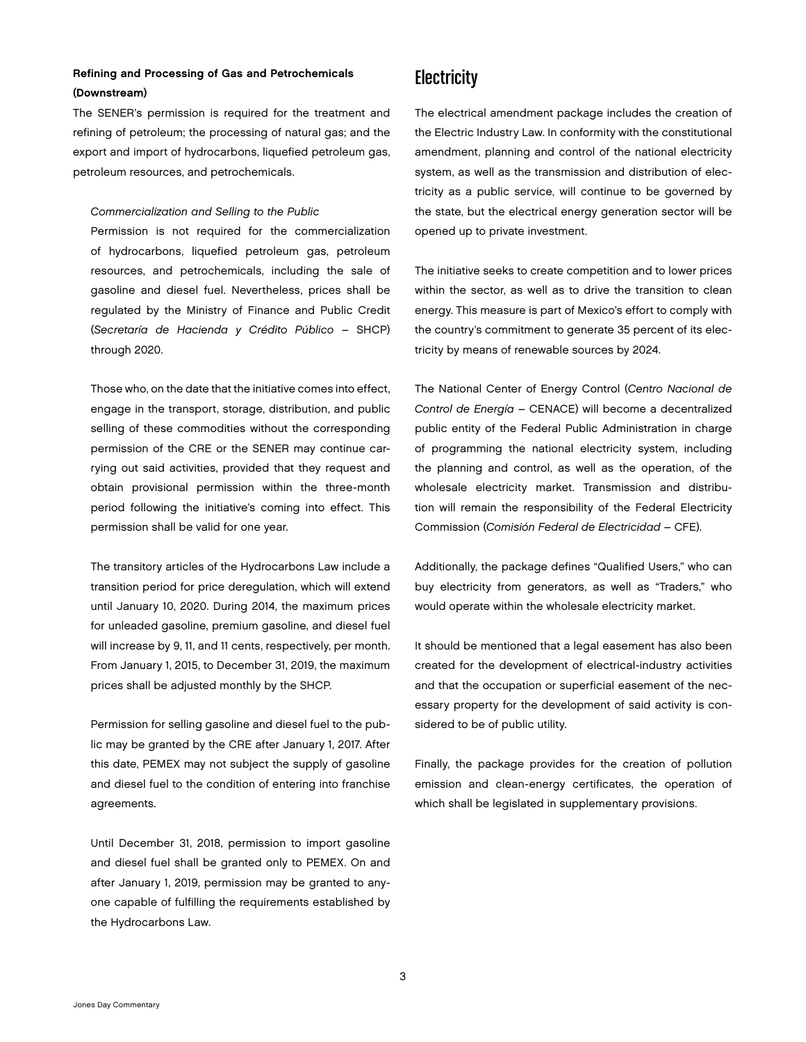**Refining and Processing of Gas and Petrochemicals (Downstream)**

The SENER's permission is required for the treatment and refining of petroleum; the processing of natural gas; and the export and import of hydrocarbons, liquefied petroleum gas, petroleum resources, and petrochemicals.

*Commercialization and Selling to the Public*

Permission is not required for the commercialization of hydrocarbons, liquefied petroleum gas, petroleum resources, and petrochemicals, including the sale of gasoline and diesel fuel. Nevertheless, prices shall be regulated by the Ministry of Finance and Public Credit (*Secretaría de Hacienda y Crédito Público* – SHCP) through 2020.

Those who, on the date that the initiative comes into effect, engage in the transport, storage, distribution, and public selling of these commodities without the corresponding permission of the CRE or the SENER may continue carrying out said activities, provided that they request and obtain provisional permission within the three-month period following the initiative's coming into effect. This permission shall be valid for one year.

The transitory articles of the Hydrocarbons Law include a transition period for price deregulation, which will extend until January 10, 2020. During 2014, the maximum prices for unleaded gasoline, premium gasoline, and diesel fuel will increase by 9, 11, and 11 cents, respectively, per month. From January 1, 2015, to December 31, 2019, the maximum prices shall be adjusted monthly by the SHCP.

Permission for selling gasoline and diesel fuel to the public may be granted by the CRE after January 1, 2017. After this date, PEMEX may not subject the supply of gasoline and diesel fuel to the condition of entering into franchise agreements.

Until December 31, 2018, permission to import gasoline and diesel fuel shall be granted only to PEMEX. On and after January 1, 2019, permission may be granted to anyone capable of fulfilling the requirements established by the Hydrocarbons Law.

## Electricity

The electrical amendment package includes the creation of the Electric Industry Law. In conformity with the constitutional amendment, planning and control of the national electricity system, as well as the transmission and distribution of electricity as a public service, will continue to be governed by the state, but the electrical energy generation sector will be opened up to private investment.

The initiative seeks to create competition and to lower prices within the sector, as well as to drive the transition to clean energy. This measure is part of Mexico's effort to comply with the country's commitment to generate 35 percent of its electricity by means of renewable sources by 2024.

The National Center of Energy Control (*Centro Nacional de Control de Energía* – CENACE) will become a decentralized public entity of the Federal Public Administration in charge of programming the national electricity system, including the planning and control, as well as the operation, of the wholesale electricity market. Transmission and distribution will remain the responsibility of the Federal Electricity Commission (*Comisión Federal de Electricidad* – CFE).

Additionally, the package defines "Qualified Users," who can buy electricity from generators, as well as "Traders," who would operate within the wholesale electricity market.

It should be mentioned that a legal easement has also been created for the development of electrical-industry activities and that the occupation or superficial easement of the necessary property for the development of said activity is considered to be of public utility.

Finally, the package provides for the creation of pollution emission and clean-energy certificates, the operation of which shall be legislated in supplementary provisions.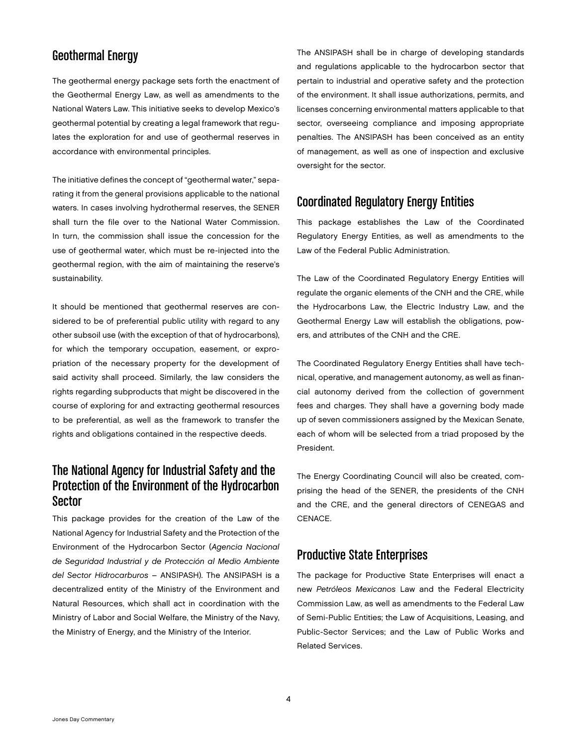## Geothermal Energy

The geothermal energy package sets forth the enactment of the Geothermal Energy Law, as well as amendments to the National Waters Law. This initiative seeks to develop Mexico's geothermal potential by creating a legal framework that regulates the exploration for and use of geothermal reserves in accordance with environmental principles.

The initiative defines the concept of "geothermal water," separating it from the general provisions applicable to the national waters. In cases involving hydrothermal reserves, the SENER shall turn the file over to the National Water Commission. In turn, the commission shall issue the concession for the use of geothermal water, which must be re-injected into the geothermal region, with the aim of maintaining the reserve's sustainability.

It should be mentioned that geothermal reserves are considered to be of preferential public utility with regard to any other subsoil use (with the exception of that of hydrocarbons), for which the temporary occupation, easement, or expropriation of the necessary property for the development of said activity shall proceed. Similarly, the law considers the rights regarding subproducts that might be discovered in the course of exploring for and extracting geothermal resources to be preferential, as well as the framework to transfer the rights and obligations contained in the respective deeds.

## The National Agency for Industrial Safety and the Protection of the Environment of the Hydrocarbon Sector

This package provides for the creation of the Law of the National Agency for Industrial Safety and the Protection of the Environment of the Hydrocarbon Sector (*Agencia Nacional de Seguridad Industrial y de Protección al Medio Ambiente del Sector Hidrocarburos* – ANSIPASH). The ANSIPASH is a decentralized entity of the Ministry of the Environment and Natural Resources, which shall act in coordination with the Ministry of Labor and Social Welfare, the Ministry of the Navy, the Ministry of Energy, and the Ministry of the Interior.

The ANSIPASH shall be in charge of developing standards and regulations applicable to the hydrocarbon sector that pertain to industrial and operative safety and the protection of the environment. It shall issue authorizations, permits, and licenses concerning environmental matters applicable to that sector, overseeing compliance and imposing appropriate penalties. The ANSIPASH has been conceived as an entity of management, as well as one of inspection and exclusive oversight for the sector.

## Coordinated Regulatory Energy Entities

This package establishes the Law of the Coordinated Regulatory Energy Entities, as well as amendments to the Law of the Federal Public Administration.

The Law of the Coordinated Regulatory Energy Entities will regulate the organic elements of the CNH and the CRE, while the Hydrocarbons Law, the Electric Industry Law, and the Geothermal Energy Law will establish the obligations, powers, and attributes of the CNH and the CRE.

The Coordinated Regulatory Energy Entities shall have technical, operative, and management autonomy, as well as financial autonomy derived from the collection of government fees and charges. They shall have a governing body made up of seven commissioners assigned by the Mexican Senate, each of whom will be selected from a triad proposed by the President.

The Energy Coordinating Council will also be created, comprising the head of the SENER, the presidents of the CNH and the CRE, and the general directors of CENEGAS and CENACE.

## Productive State Enterprises

The package for Productive State Enterprises will enact a new *Petróleos Mexicanos* Law and the Federal Electricity Commission Law, as well as amendments to the Federal Law of Semi-Public Entities; the Law of Acquisitions, Leasing, and Public-Sector Services; and the Law of Public Works and Related Services.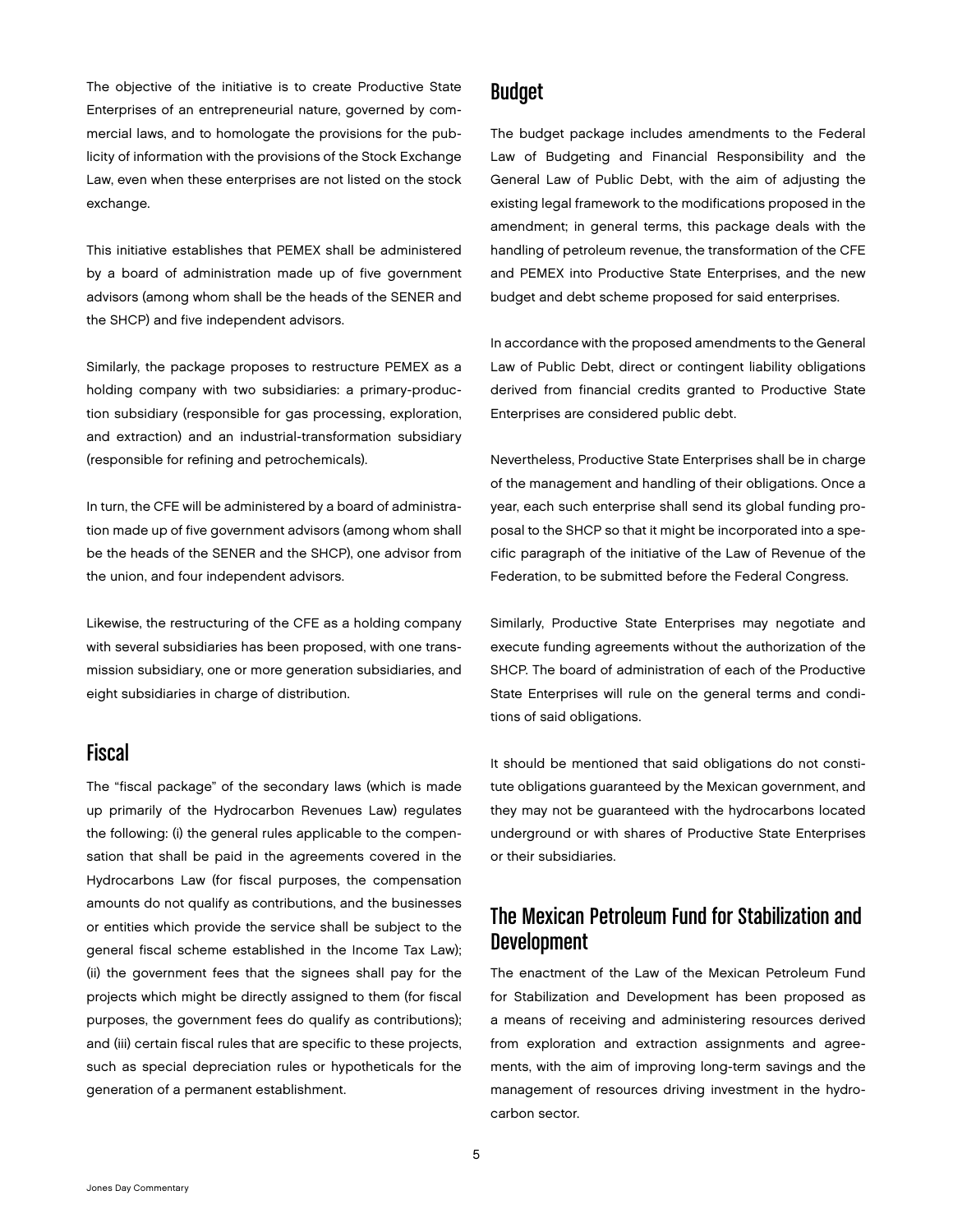The objective of the initiative is to create Productive State Enterprises of an entrepreneurial nature, governed by commercial laws, and to homologate the provisions for the publicity of information with the provisions of the Stock Exchange Law, even when these enterprises are not listed on the stock exchange.

This initiative establishes that PEMEX shall be administered by a board of administration made up of five government advisors (among whom shall be the heads of the SENER and the SHCP) and five independent advisors.

Similarly, the package proposes to restructure PEMEX as a holding company with two subsidiaries: a primary-production subsidiary (responsible for gas processing, exploration, and extraction) and an industrial-transformation subsidiary (responsible for refining and petrochemicals).

In turn, the CFE will be administered by a board of administration made up of five government advisors (among whom shall be the heads of the SENER and the SHCP), one advisor from the union, and four independent advisors.

Likewise, the restructuring of the CFE as a holding company with several subsidiaries has been proposed, with one transmission subsidiary, one or more generation subsidiaries, and eight subsidiaries in charge of distribution.

## Fiscal

The "fiscal package" of the secondary laws (which is made up primarily of the Hydrocarbon Revenues Law) regulates the following: (i) the general rules applicable to the compensation that shall be paid in the agreements covered in the Hydrocarbons Law (for fiscal purposes, the compensation amounts do not qualify as contributions, and the businesses or entities which provide the service shall be subject to the general fiscal scheme established in the Income Tax Law); (ii) the government fees that the signees shall pay for the projects which might be directly assigned to them (for fiscal purposes, the government fees do qualify as contributions); and (iii) certain fiscal rules that are specific to these projects, such as special depreciation rules or hypotheticals for the generation of a permanent establishment.

## Budget

The budget package includes amendments to the Federal Law of Budgeting and Financial Responsibility and the General Law of Public Debt, with the aim of adjusting the existing legal framework to the modifications proposed in the amendment; in general terms, this package deals with the handling of petroleum revenue, the transformation of the CFE and PEMEX into Productive State Enterprises, and the new budget and debt scheme proposed for said enterprises.

In accordance with the proposed amendments to the General Law of Public Debt, direct or contingent liability obligations derived from financial credits granted to Productive State Enterprises are considered public debt.

Nevertheless, Productive State Enterprises shall be in charge of the management and handling of their obligations. Once a year, each such enterprise shall send its global funding proposal to the SHCP so that it might be incorporated into a specific paragraph of the initiative of the Law of Revenue of the Federation, to be submitted before the Federal Congress.

Similarly, Productive State Enterprises may negotiate and execute funding agreements without the authorization of the SHCP. The board of administration of each of the Productive State Enterprises will rule on the general terms and conditions of said obligations.

It should be mentioned that said obligations do not constitute obligations guaranteed by the Mexican government, and they may not be guaranteed with the hydrocarbons located underground or with shares of Productive State Enterprises or their subsidiaries.

## The Mexican Petroleum Fund for Stabilization and Development

The enactment of the Law of the Mexican Petroleum Fund for Stabilization and Development has been proposed as a means of receiving and administering resources derived from exploration and extraction assignments and agreements, with the aim of improving long-term savings and the management of resources driving investment in the hydrocarbon sector.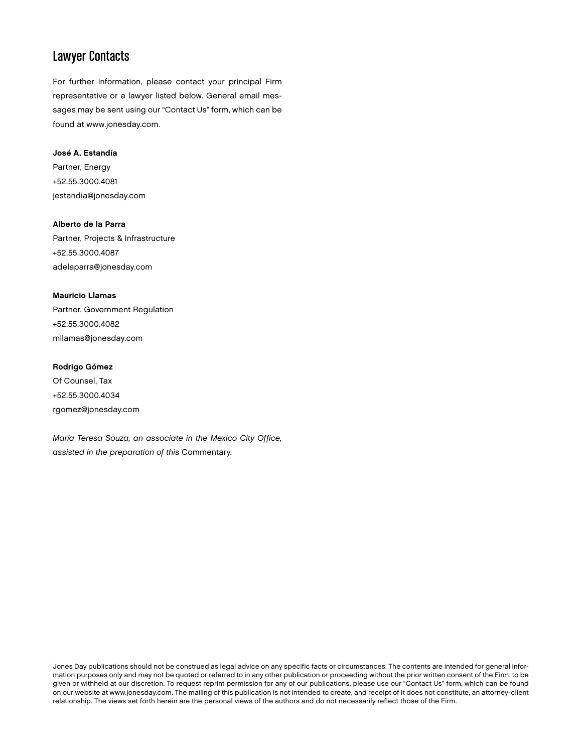## Lawyer Contacts

For further information, please contact your principal Firm representative or a lawyer listed below. General email messages may be sent using our "Contact Us" form, which can be found at www.jonesday.com.

**José A. Estandía**
Partner, Energy
+52.55.3000.4081
jestandia@jonesday.com

**Alberto de la Parra**
Partner, Projects & Infrastructure
+52.55.3000.4087
adelaparra@jonesday.com

**Mauricio Llamas**
Partner, Government Regulation
+52.55.3000.4082
mllamas@jonesday.com

**Rodrigo Gómez**
Of Counsel, Tax
+52.55.3000.4034
rgomez@jonesday.com

*María Teresa Souza, an associate in the Mexico City Office, assisted in the preparation of this* Commentary.

Jones Day publications should not be construed as legal advice on any specific facts or circumstances. The contents are intended for general information purposes only and may not be quoted or referred to in any other publication or proceeding without the prior written consent of the Firm, to be given or withheld at our discretion. To request reprint permission for any of our publications, please use our "Contact Us" form, which can be found on our website at www.jonesday.com. The mailing of this publication is not intended to create, and receipt of it does not constitute, an attorney-client relationship. The views set forth herein are the personal views of the authors and do not necessarily reflect those of the Firm.